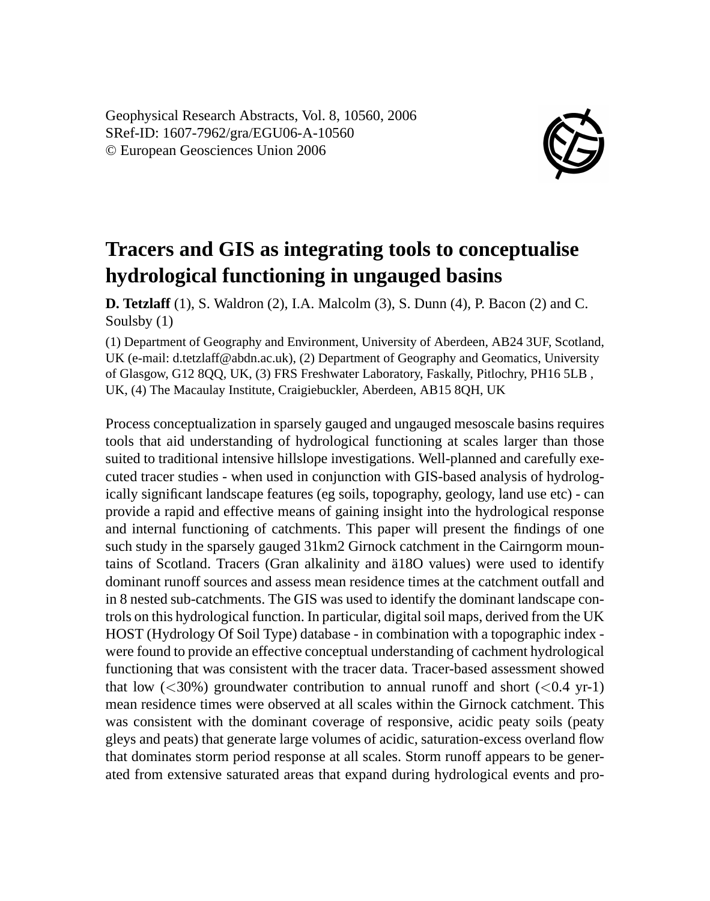Geophysical Research Abstracts, Vol. 8, 10560, 2006
SRef-ID: 1607-7962/gra/EGU06-A-10560
© European Geosciences Union 2006

# Tracers and GIS as integrating tools to conceptualise hydrological functioning in ungauged basins

**D. Tetzlaff** (1), S. Waldron (2), I.A. Malcolm (3), S. Dunn (4), P. Bacon (2) and C. Soulsby (1)

(1) Department of Geography and Environment, University of Aberdeen, AB24 3UF, Scotland, UK (e-mail: d.tetzlaff@abdn.ac.uk), (2) Department of Geography and Geomatics, University of Glasgow, G12 8QQ, UK, (3) FRS Freshwater Laboratory, Faskally, Pitlochry, PH16 5LB , UK, (4) The Macaulay Institute, Craigiebuckler, Aberdeen, AB15 8QH, UK

Process conceptualization in sparsely gauged and ungauged mesoscale basins requires tools that aid understanding of hydrological functioning at scales larger than those suited to traditional intensive hillslope investigations. Well-planned and carefully executed tracer studies - when used in conjunction with GIS-based analysis of hydrologically significant landscape features (eg soils, topography, geology, land use etc) - can provide a rapid and effective means of gaining insight into the hydrological response and internal functioning of catchments. This paper will present the findings of one such study in the sparsely gauged 31km2 Girnock catchment in the Cairngorm mountains of Scotland. Tracers (Gran alkalinity and ä18O values) were used to identify dominant runoff sources and assess mean residence times at the catchment outfall and in 8 nested sub-catchments. The GIS was used to identify the dominant landscape controls on this hydrological function. In particular, digital soil maps, derived from the UK HOST (Hydrology Of Soil Type) database - in combination with a topographic index - were found to provide an effective conceptual understanding of cachment hydrological functioning that was consistent with the tracer data. Tracer-based assessment showed that low (<30%) groundwater contribution to annual runoff and short (<0.4 yr-1) mean residence times were observed at all scales within the Girnock catchment. This was consistent with the dominant coverage of responsive, acidic peaty soils (peaty gleys and peats) that generate large volumes of acidic, saturation-excess overland flow that dominates storm period response at all scales. Storm runoff appears to be generated from extensive saturated areas that expand during hydrological events and pro-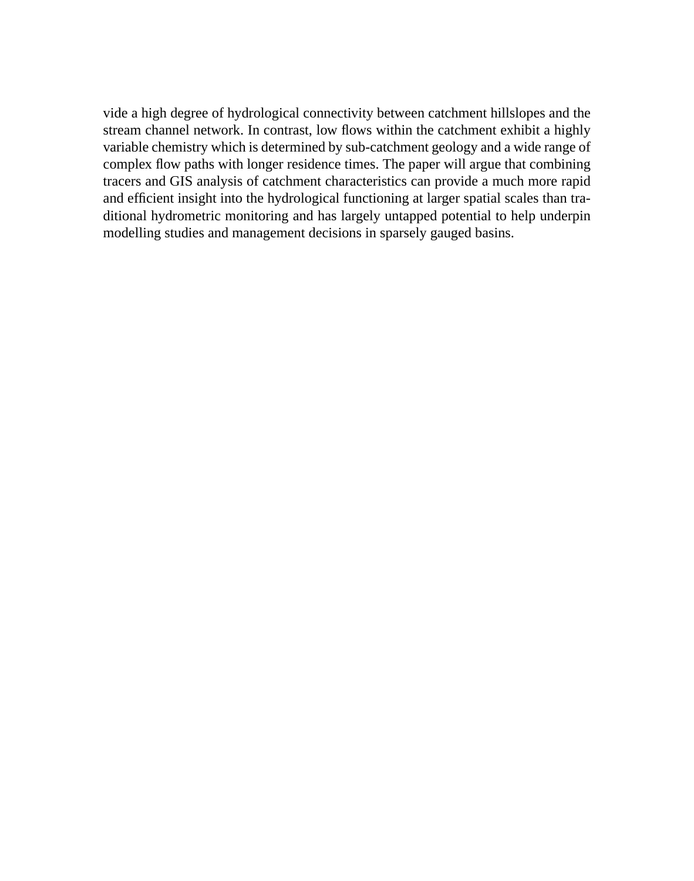vide a high degree of hydrological connectivity between catchment hillslopes and the stream channel network. In contrast, low flows within the catchment exhibit a highly variable chemistry which is determined by sub-catchment geology and a wide range of complex flow paths with longer residence times. The paper will argue that combining tracers and GIS analysis of catchment characteristics can provide a much more rapid and efficient insight into the hydrological functioning at larger spatial scales than traditional hydrometric monitoring and has largely untapped potential to help underpin modelling studies and management decisions in sparsely gauged basins.